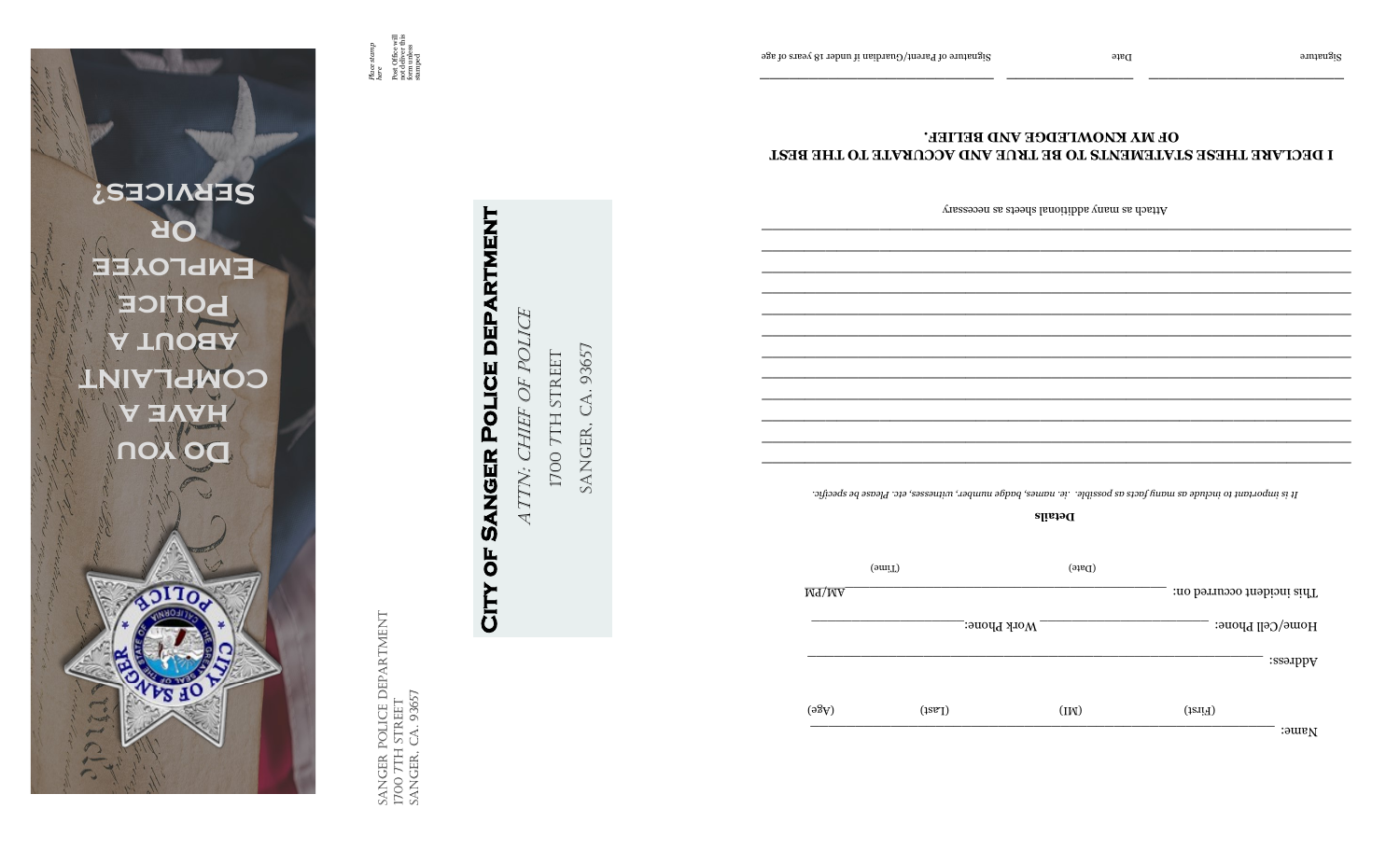# Do you have a complaint about a Police Employee or Services?

Place stamp here

Post Office will not deliver this form unless stamped

SANGER POLICE DEPARTMENT
1700 7TH STREET
SANGER, CA. 93657

**City of Sanger Police Department**

*ATTN: CHIEF OF POLICE*

1700 7TH STREET

SANGER, CA. 93657

Name: ______________________________________________
(First) (MI) (Last) (Age)

Address: ______________________________________________

Home/Cell Phone: ____________________ Work Phone: ____________________

This incident occurred on: ______________________________ AM/PM
(Date) (Time)

**Details**

*It is important to include as many facts as possible. ie. names, badge number, witnesses, etc. Please be specific.*

______________________________________________

______________________________________________

______________________________________________

______________________________________________

______________________________________________

______________________________________________

______________________________________________

______________________________________________

______________________________________________

______________________________________________

______________________________________________

______________________________________________

Attach as many additional sheets as necessary

**I DECLARE THESE STATEMENTS TO BE TRUE AND ACCURATE TO THE BEST OF MY KNOWLEDGE AND BELIEF.**

______________________ ______________ ______________________________
Signature Date Signature of Parent/Guardian if under 18 years of age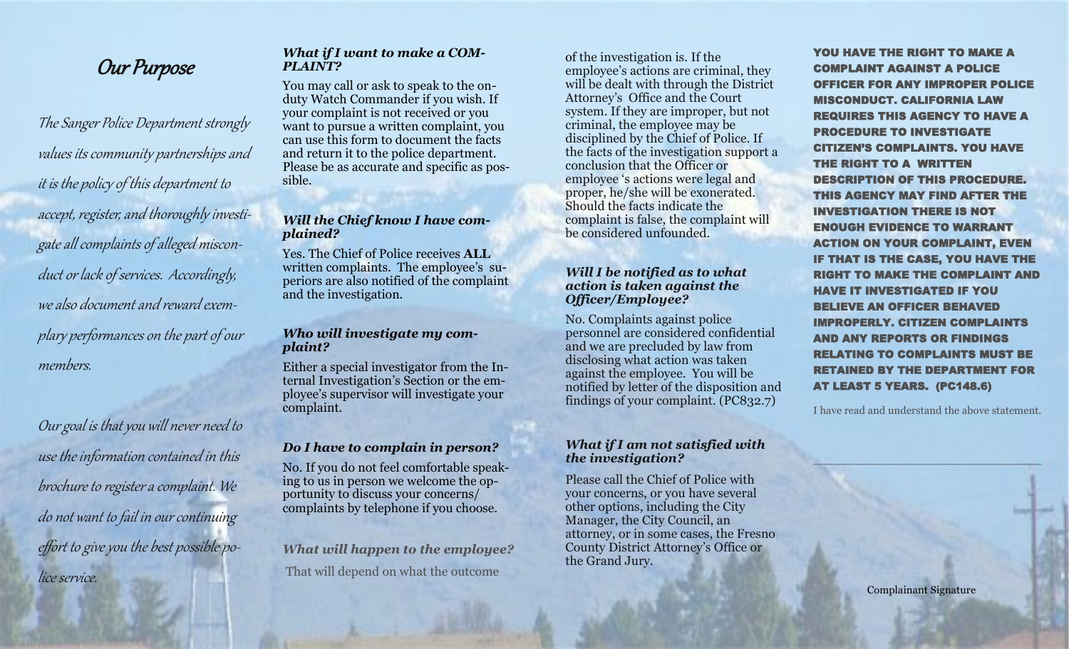## Our Purpose

*The Sanger Police Department strongly values its community partnerships and it is the policy of this department to accept, register, and thoroughly investigate all complaints of alleged misconduct or lack of services. Accordingly, we also document and reward exemplary performances on the part of our members.*

*Our goal is that you will never need to use the information contained in this brochure to register a complaint. We do not want to fail in our continuing effort to give you the best possible police service.*

***What if I want to make a COMPLAINT?***

You may call or ask to speak to the on-duty Watch Commander if you wish. If your complaint is not received or you want to pursue a written complaint, you can use this form to document the facts and return it to the police department. Please be as accurate and specific as possible.

***Will the Chief know I have complained?***

Yes. The Chief of Police receives **ALL** written complaints. The employee's superiors are also notified of the complaint and the investigation.

***Who will investigate my complaint?***

Either a special investigator from the Internal Investigation's Section or the employee's supervisor will investigate your complaint.

***Do I have to complain in person?***

No. If you do not feel comfortable speaking to us in person we welcome the opportunity to discuss your concerns/ complaints by telephone if you choose.

***What will happen to the employee?***

That will depend on what the outcome of the investigation is. If the employee's actions are criminal, they will be dealt with through the District Attorney's Office and the Court system. If they are improper, but not criminal, the employee may be disciplined by the Chief of Police. If the facts of the investigation support a conclusion that the Officer or employee 's actions were legal and proper, he/she will be exonerated. Should the facts indicate the complaint is false, the complaint will be considered unfounded.

***Will I be notified as to what action is taken against the Officer/Employee?***

No. Complaints against police personnel are considered confidential and we are precluded by law from disclosing what action was taken against the employee. You will be notified by letter of the disposition and findings of your complaint. (PC832.7)

***What if I am not satisfied with the investigation?***

Please call the Chief of Police with your concerns, or you have several other options, including the City Manager, the City Council, an attorney, or in some cases, the Fresno County District Attorney's Office or the Grand Jury.

**YOU HAVE THE RIGHT TO MAKE A COMPLAINT AGAINST A POLICE OFFICER FOR ANY IMPROPER POLICE MISCONDUCT. CALIFORNIA LAW REQUIRES THIS AGENCY TO HAVE A PROCEDURE TO INVESTIGATE CITIZEN'S COMPLAINTS. YOU HAVE THE RIGHT TO A WRITTEN DESCRIPTION OF THIS PROCEDURE. THIS AGENCY MAY FIND AFTER THE INVESTIGATION THERE IS NOT ENOUGH EVIDENCE TO WARRANT ACTION ON YOUR COMPLAINT, EVEN IF THAT IS THE CASE, YOU HAVE THE RIGHT TO MAKE THE COMPLAINT AND HAVE IT INVESTIGATED IF YOU BELIEVE AN OFFICER BEHAVED IMPROPERLY. CITIZEN COMPLAINTS AND ANY REPORTS OR FINDINGS RELATING TO COMPLAINTS MUST BE RETAINED BY THE DEPARTMENT FOR AT LEAST 5 YEARS. (PC148.6)**

I have read and understand the above statement.

\_\_\_\_\_\_\_\_\_\_\_\_\_\_\_\_\_\_\_\_\_\_\_\_\_\_\_\_\_\_\_\_

Complainant Signature